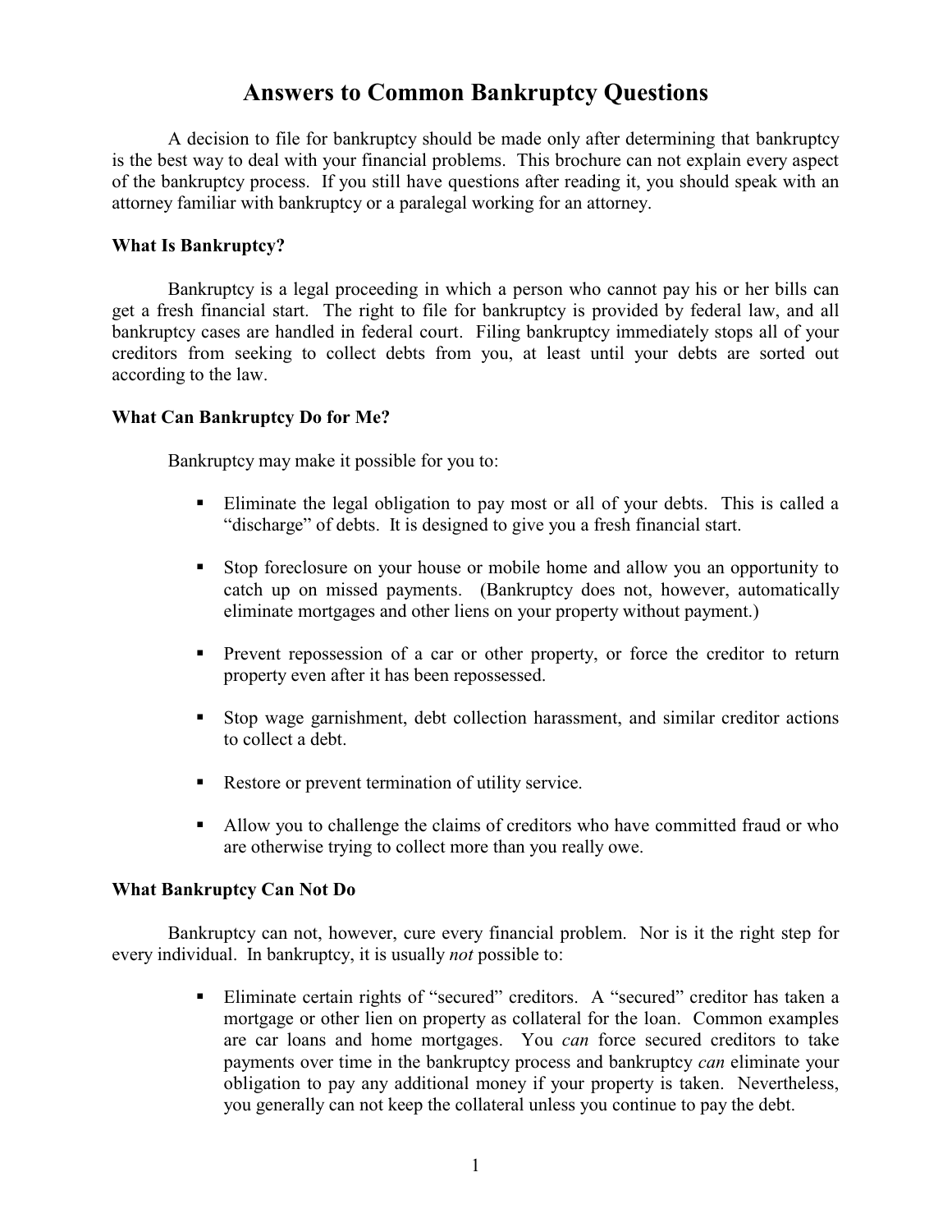# Answers to Common Bankruptcy Questions

A decision to file for bankruptcy should be made only after determining that bankruptcy is the best way to deal with your financial problems. This brochure can not explain every aspect of the bankruptcy process. If you still have questions after reading it, you should speak with an attorney familiar with bankruptcy or a paralegal working for an attorney.

**What Is Bankruptcy?**

Bankruptcy is a legal proceeding in which a person who cannot pay his or her bills can get a fresh financial start. The right to file for bankruptcy is provided by federal law, and all bankruptcy cases are handled in federal court. Filing bankruptcy immediately stops all of your creditors from seeking to collect debts from you, at least until your debts are sorted out according to the law.

**What Can Bankruptcy Do for Me?**

Bankruptcy may make it possible for you to:

- Eliminate the legal obligation to pay most or all of your debts. This is called a "discharge" of debts. It is designed to give you a fresh financial start.
- Stop foreclosure on your house or mobile home and allow you an opportunity to catch up on missed payments. (Bankruptcy does not, however, automatically eliminate mortgages and other liens on your property without payment.)
- Prevent repossession of a car or other property, or force the creditor to return property even after it has been repossessed.
- Stop wage garnishment, debt collection harassment, and similar creditor actions to collect a debt.
- Restore or prevent termination of utility service.
- Allow you to challenge the claims of creditors who have committed fraud or who are otherwise trying to collect more than you really owe.

**What Bankruptcy Can Not Do**

Bankruptcy can not, however, cure every financial problem. Nor is it the right step for every individual. In bankruptcy, it is usually *not* possible to:

- Eliminate certain rights of "secured" creditors. A "secured" creditor has taken a mortgage or other lien on property as collateral for the loan. Common examples are car loans and home mortgages. You *can* force secured creditors to take payments over time in the bankruptcy process and bankruptcy *can* eliminate your obligation to pay any additional money if your property is taken. Nevertheless, you generally can not keep the collateral unless you continue to pay the debt.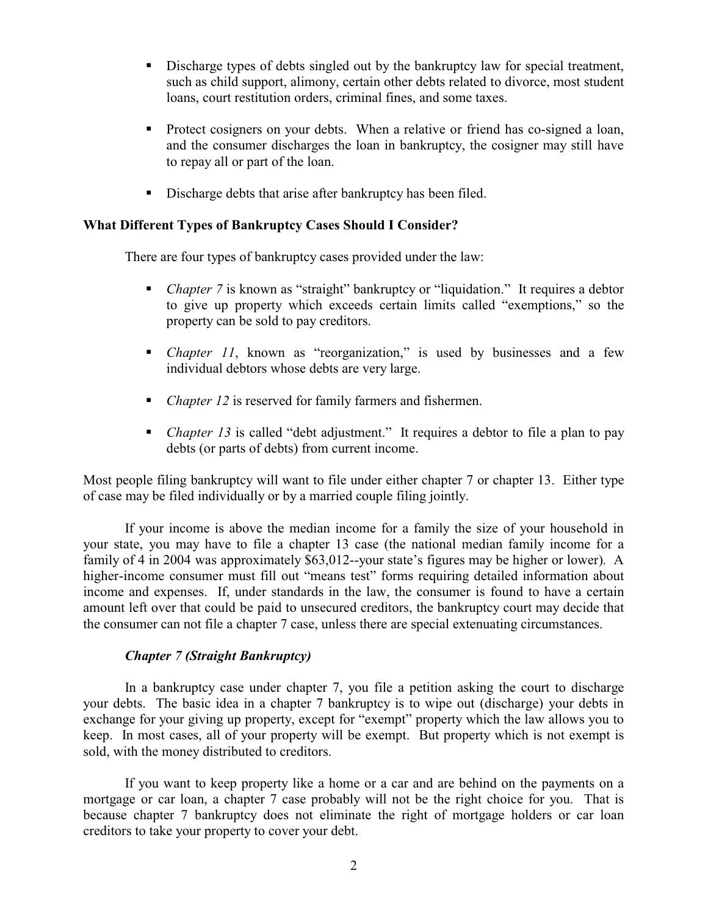- Discharge types of debts singled out by the bankruptcy law for special treatment, such as child support, alimony, certain other debts related to divorce, most student loans, court restitution orders, criminal fines, and some taxes.

- Protect cosigners on your debts. When a relative or friend has co-signed a loan, and the consumer discharges the loan in bankruptcy, the cosigner may still have to repay all or part of the loan.

- Discharge debts that arise after bankruptcy has been filed.

**What Different Types of Bankruptcy Cases Should I Consider?**

There are four types of bankruptcy cases provided under the law:

- *Chapter 7* is known as "straight" bankruptcy or "liquidation." It requires a debtor to give up property which exceeds certain limits called "exemptions," so the property can be sold to pay creditors.

- *Chapter 11*, known as "reorganization," is used by businesses and a few individual debtors whose debts are very large.

- *Chapter 12* is reserved for family farmers and fishermen.

- *Chapter 13* is called "debt adjustment." It requires a debtor to file a plan to pay debts (or parts of debts) from current income.

Most people filing bankruptcy will want to file under either chapter 7 or chapter 13. Either type of case may be filed individually or by a married couple filing jointly.

If your income is above the median income for a family the size of your household in your state, you may have to file a chapter 13 case (the national median family income for a family of 4 in 2004 was approximately $63,012--your state's figures may be higher or lower). A higher-income consumer must fill out "means test" forms requiring detailed information about income and expenses. If, under standards in the law, the consumer is found to have a certain amount left over that could be paid to unsecured creditors, the bankruptcy court may decide that the consumer can not file a chapter 7 case, unless there are special extenuating circumstances.

***Chapter 7 (Straight Bankruptcy)***

In a bankruptcy case under chapter 7, you file a petition asking the court to discharge your debts. The basic idea in a chapter 7 bankruptcy is to wipe out (discharge) your debts in exchange for your giving up property, except for "exempt" property which the law allows you to keep. In most cases, all of your property will be exempt. But property which is not exempt is sold, with the money distributed to creditors.

If you want to keep property like a home or a car and are behind on the payments on a mortgage or car loan, a chapter 7 case probably will not be the right choice for you. That is because chapter 7 bankruptcy does not eliminate the right of mortgage holders or car loan creditors to take your property to cover your debt.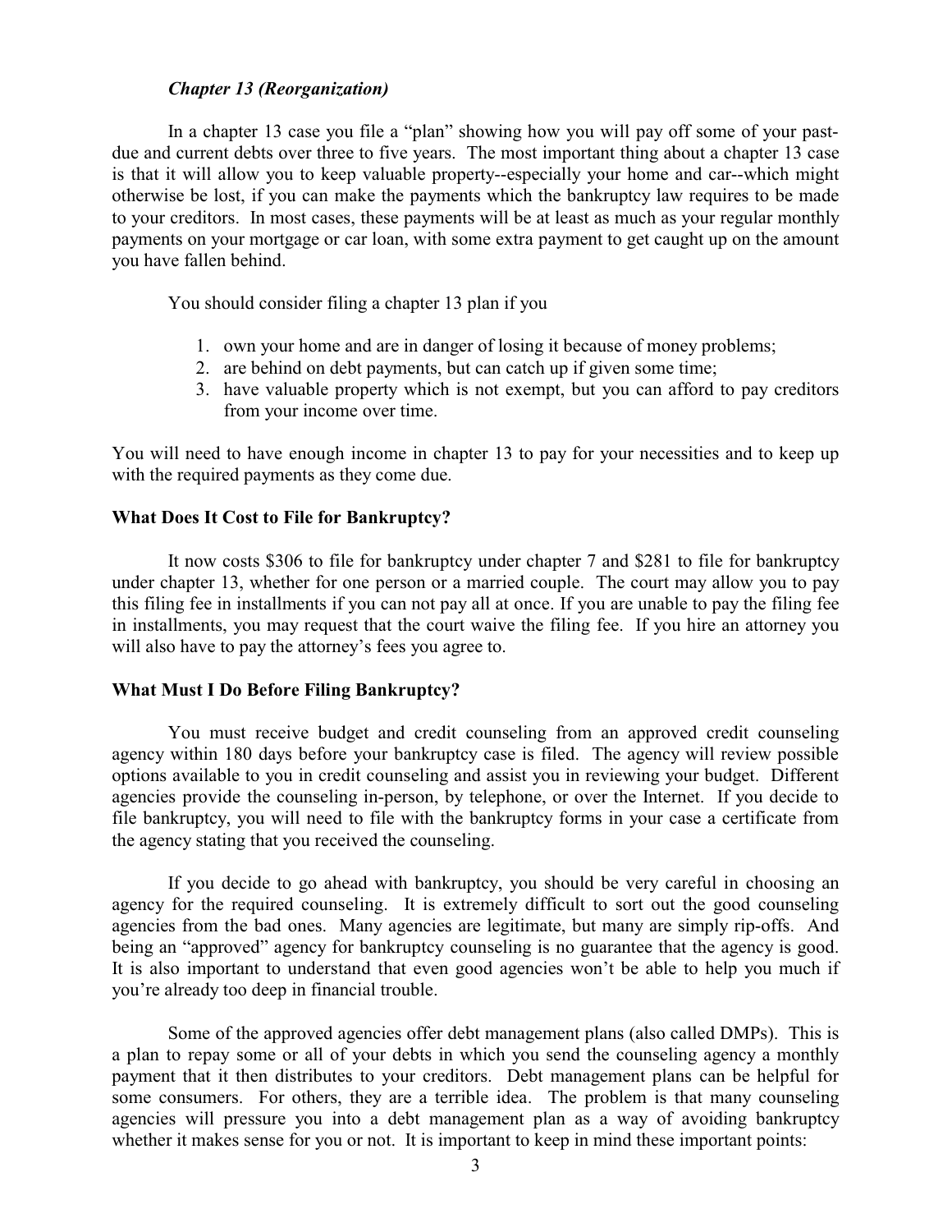***Chapter 13 (Reorganization)***

In a chapter 13 case you file a "plan" showing how you will pay off some of your past-due and current debts over three to five years. The most important thing about a chapter 13 case is that it will allow you to keep valuable property--especially your home and car--which might otherwise be lost, if you can make the payments which the bankruptcy law requires to be made to your creditors. In most cases, these payments will be at least as much as your regular monthly payments on your mortgage or car loan, with some extra payment to get caught up on the amount you have fallen behind.

You should consider filing a chapter 13 plan if you

1. own your home and are in danger of losing it because of money problems;
2. are behind on debt payments, but can catch up if given some time;
3. have valuable property which is not exempt, but you can afford to pay creditors from your income over time.

You will need to have enough income in chapter 13 to pay for your necessities and to keep up with the required payments as they come due.

**What Does It Cost to File for Bankruptcy?**

It now costs $306 to file for bankruptcy under chapter 7 and $281 to file for bankruptcy under chapter 13, whether for one person or a married couple. The court may allow you to pay this filing fee in installments if you can not pay all at once. If you are unable to pay the filing fee in installments, you may request that the court waive the filing fee. If you hire an attorney you will also have to pay the attorney's fees you agree to.

**What Must I Do Before Filing Bankruptcy?**

You must receive budget and credit counseling from an approved credit counseling agency within 180 days before your bankruptcy case is filed. The agency will review possible options available to you in credit counseling and assist you in reviewing your budget. Different agencies provide the counseling in-person, by telephone, or over the Internet. If you decide to file bankruptcy, you will need to file with the bankruptcy forms in your case a certificate from the agency stating that you received the counseling.

If you decide to go ahead with bankruptcy, you should be very careful in choosing an agency for the required counseling. It is extremely difficult to sort out the good counseling agencies from the bad ones. Many agencies are legitimate, but many are simply rip-offs. And being an "approved" agency for bankruptcy counseling is no guarantee that the agency is good. It is also important to understand that even good agencies won't be able to help you much if you're already too deep in financial trouble.

Some of the approved agencies offer debt management plans (also called DMPs). This is a plan to repay some or all of your debts in which you send the counseling agency a monthly payment that it then distributes to your creditors. Debt management plans can be helpful for some consumers. For others, they are a terrible idea. The problem is that many counseling agencies will pressure you into a debt management plan as a way of avoiding bankruptcy whether it makes sense for you or not. It is important to keep in mind these important points: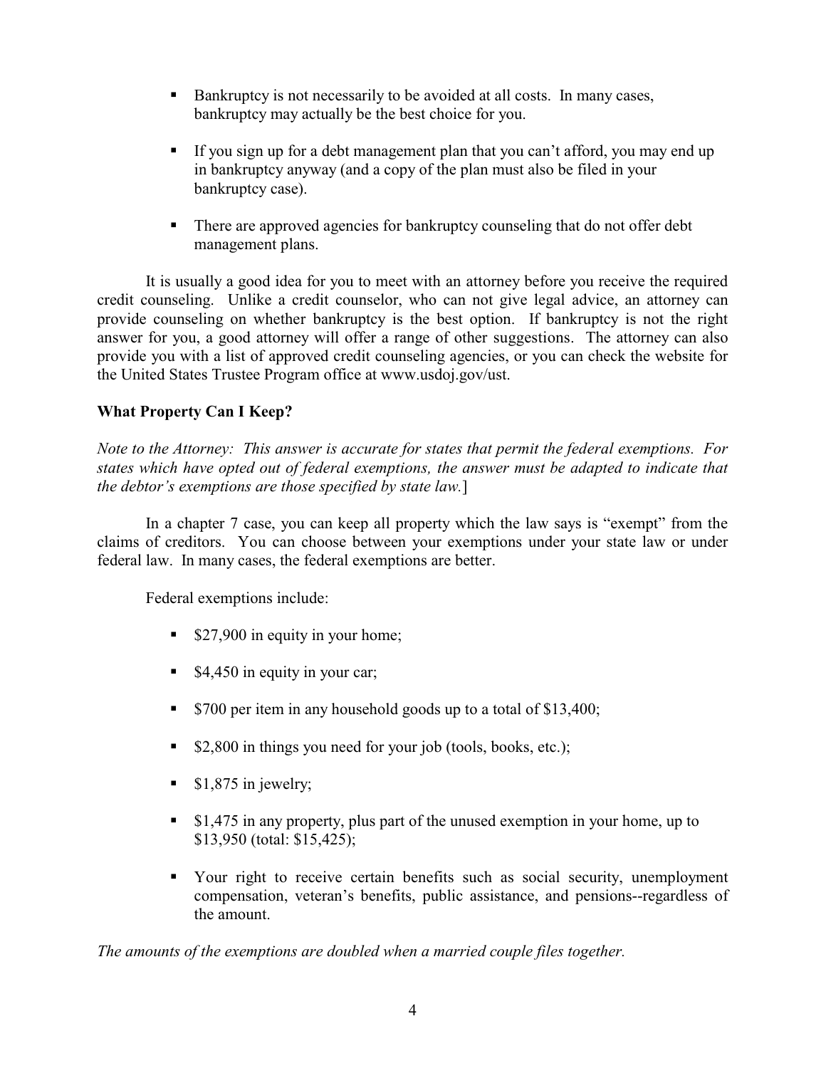- Bankruptcy is not necessarily to be avoided at all costs. In many cases, bankruptcy may actually be the best choice for you.

- If you sign up for a debt management plan that you can't afford, you may end up in bankruptcy anyway (and a copy of the plan must also be filed in your bankruptcy case).

- There are approved agencies for bankruptcy counseling that do not offer debt management plans.

It is usually a good idea for you to meet with an attorney before you receive the required credit counseling. Unlike a credit counselor, who can not give legal advice, an attorney can provide counseling on whether bankruptcy is the best option. If bankruptcy is not the right answer for you, a good attorney will offer a range of other suggestions. The attorney can also provide you with a list of approved credit counseling agencies, or you can check the website for the United States Trustee Program office at www.usdoj.gov/ust.

**What Property Can I Keep?**

*Note to the Attorney: This answer is accurate for states that permit the federal exemptions. For states which have opted out of federal exemptions, the answer must be adapted to indicate that the debtor's exemptions are those specified by state law.*]

In a chapter 7 case, you can keep all property which the law says is "exempt" from the claims of creditors. You can choose between your exemptions under your state law or under federal law. In many cases, the federal exemptions are better.

Federal exemptions include:

- $27,900 in equity in your home;

- $4,450 in equity in your car;

- $700 per item in any household goods up to a total of $13,400;

- $2,800 in things you need for your job (tools, books, etc.);

- $1,875 in jewelry;

- $1,475 in any property, plus part of the unused exemption in your home, up to $13,950 (total: $15,425);

- Your right to receive certain benefits such as social security, unemployment compensation, veteran's benefits, public assistance, and pensions--regardless of the amount.

*The amounts of the exemptions are doubled when a married couple files together.*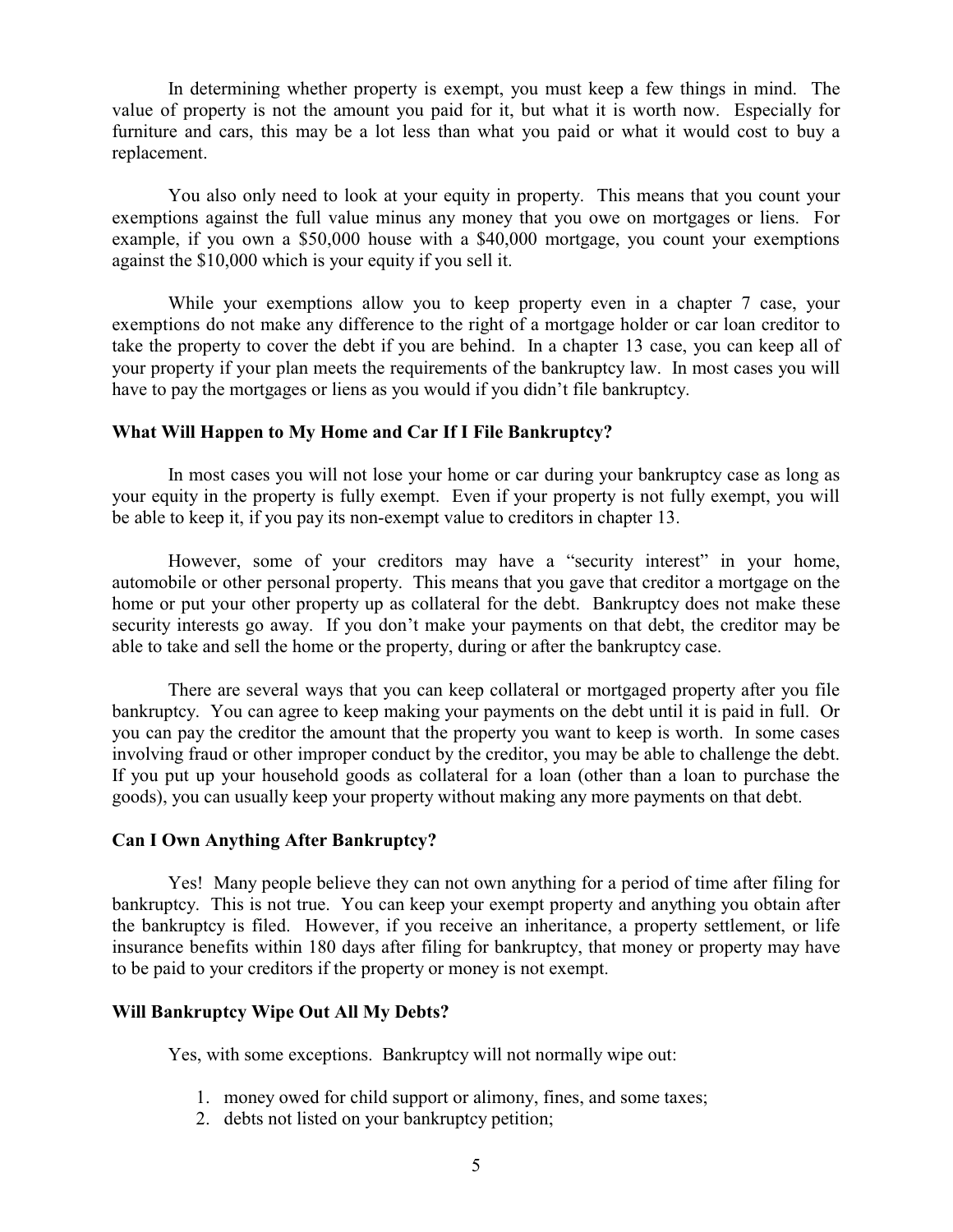In determining whether property is exempt, you must keep a few things in mind. The value of property is not the amount you paid for it, but what it is worth now. Especially for furniture and cars, this may be a lot less than what you paid or what it would cost to buy a replacement.

You also only need to look at your equity in property. This means that you count your exemptions against the full value minus any money that you owe on mortgages or liens. For example, if you own a $50,000 house with a $40,000 mortgage, you count your exemptions against the $10,000 which is your equity if you sell it.

While your exemptions allow you to keep property even in a chapter 7 case, your exemptions do not make any difference to the right of a mortgage holder or car loan creditor to take the property to cover the debt if you are behind. In a chapter 13 case, you can keep all of your property if your plan meets the requirements of the bankruptcy law. In most cases you will have to pay the mortgages or liens as you would if you didn't file bankruptcy.

**What Will Happen to My Home and Car If I File Bankruptcy?**

In most cases you will not lose your home or car during your bankruptcy case as long as your equity in the property is fully exempt. Even if your property is not fully exempt, you will be able to keep it, if you pay its non-exempt value to creditors in chapter 13.

However, some of your creditors may have a "security interest" in your home, automobile or other personal property. This means that you gave that creditor a mortgage on the home or put your other property up as collateral for the debt. Bankruptcy does not make these security interests go away. If you don't make your payments on that debt, the creditor may be able to take and sell the home or the property, during or after the bankruptcy case.

There are several ways that you can keep collateral or mortgaged property after you file bankruptcy. You can agree to keep making your payments on the debt until it is paid in full. Or you can pay the creditor the amount that the property you want to keep is worth. In some cases involving fraud or other improper conduct by the creditor, you may be able to challenge the debt. If you put up your household goods as collateral for a loan (other than a loan to purchase the goods), you can usually keep your property without making any more payments on that debt.

**Can I Own Anything After Bankruptcy?**

Yes! Many people believe they can not own anything for a period of time after filing for bankruptcy. This is not true. You can keep your exempt property and anything you obtain after the bankruptcy is filed. However, if you receive an inheritance, a property settlement, or life insurance benefits within 180 days after filing for bankruptcy, that money or property may have to be paid to your creditors if the property or money is not exempt.

**Will Bankruptcy Wipe Out All My Debts?**

Yes, with some exceptions. Bankruptcy will not normally wipe out:

1. money owed for child support or alimony, fines, and some taxes;
2. debts not listed on your bankruptcy petition;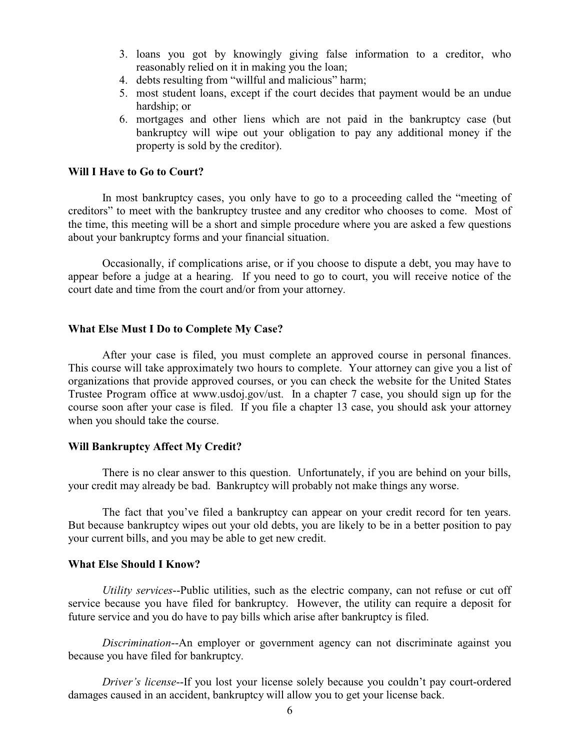3. loans you got by knowingly giving false information to a creditor, who reasonably relied on it in making you the loan;
4. debts resulting from "willful and malicious" harm;
5. most student loans, except if the court decides that payment would be an undue hardship; or
6. mortgages and other liens which are not paid in the bankruptcy case (but bankruptcy will wipe out your obligation to pay any additional money if the property is sold by the creditor).

**Will I Have to Go to Court?**

In most bankruptcy cases, you only have to go to a proceeding called the "meeting of creditors" to meet with the bankruptcy trustee and any creditor who chooses to come. Most of the time, this meeting will be a short and simple procedure where you are asked a few questions about your bankruptcy forms and your financial situation.

Occasionally, if complications arise, or if you choose to dispute a debt, you may have to appear before a judge at a hearing. If you need to go to court, you will receive notice of the court date and time from the court and/or from your attorney.

**What Else Must I Do to Complete My Case?**

After your case is filed, you must complete an approved course in personal finances. This course will take approximately two hours to complete. Your attorney can give you a list of organizations that provide approved courses, or you can check the website for the United States Trustee Program office at www.usdoj.gov/ust. In a chapter 7 case, you should sign up for the course soon after your case is filed. If you file a chapter 13 case, you should ask your attorney when you should take the course.

**Will Bankruptcy Affect My Credit?**

There is no clear answer to this question. Unfortunately, if you are behind on your bills, your credit may already be bad. Bankruptcy will probably not make things any worse.

The fact that you've filed a bankruptcy can appear on your credit record for ten years. But because bankruptcy wipes out your old debts, you are likely to be in a better position to pay your current bills, and you may be able to get new credit.

**What Else Should I Know?**

*Utility services*--Public utilities, such as the electric company, can not refuse or cut off service because you have filed for bankruptcy. However, the utility can require a deposit for future service and you do have to pay bills which arise after bankruptcy is filed.

*Discrimination*--An employer or government agency can not discriminate against you because you have filed for bankruptcy.

*Driver's license*--If you lost your license solely because you couldn't pay court-ordered damages caused in an accident, bankruptcy will allow you to get your license back.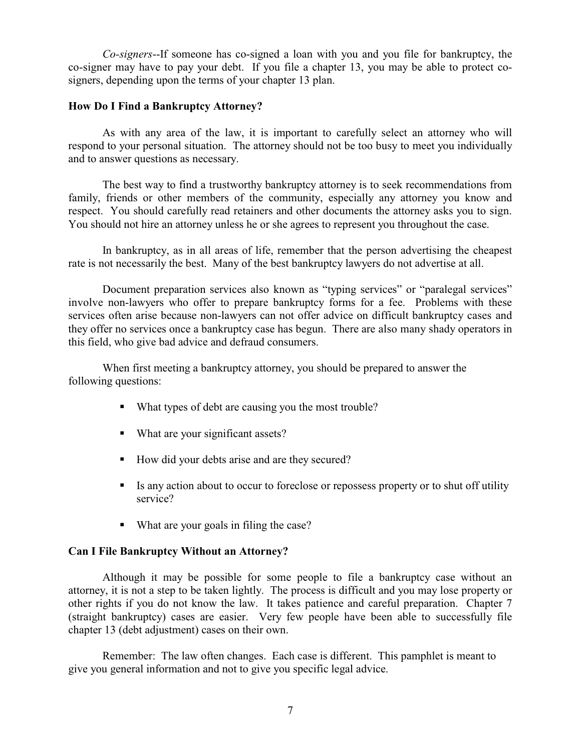*Co-signers*--If someone has co-signed a loan with you and you file for bankruptcy, the co-signer may have to pay your debt. If you file a chapter 13, you may be able to protect co-signers, depending upon the terms of your chapter 13 plan.

**How Do I Find a Bankruptcy Attorney?**

As with any area of the law, it is important to carefully select an attorney who will respond to your personal situation. The attorney should not be too busy to meet you individually and to answer questions as necessary.

The best way to find a trustworthy bankruptcy attorney is to seek recommendations from family, friends or other members of the community, especially any attorney you know and respect. You should carefully read retainers and other documents the attorney asks you to sign. You should not hire an attorney unless he or she agrees to represent you throughout the case.

In bankruptcy, as in all areas of life, remember that the person advertising the cheapest rate is not necessarily the best. Many of the best bankruptcy lawyers do not advertise at all.

Document preparation services also known as "typing services" or "paralegal services" involve non-lawyers who offer to prepare bankruptcy forms for a fee. Problems with these services often arise because non-lawyers can not offer advice on difficult bankruptcy cases and they offer no services once a bankruptcy case has begun. There are also many shady operators in this field, who give bad advice and defraud consumers.

When first meeting a bankruptcy attorney, you should be prepared to answer the following questions:

- What types of debt are causing you the most trouble?
- What are your significant assets?
- How did your debts arise and are they secured?
- Is any action about to occur to foreclose or repossess property or to shut off utility service?
- What are your goals in filing the case?

**Can I File Bankruptcy Without an Attorney?**

Although it may be possible for some people to file a bankruptcy case without an attorney, it is not a step to be taken lightly. The process is difficult and you may lose property or other rights if you do not know the law. It takes patience and careful preparation. Chapter 7 (straight bankruptcy) cases are easier. Very few people have been able to successfully file chapter 13 (debt adjustment) cases on their own.

Remember: The law often changes. Each case is different. This pamphlet is meant to give you general information and not to give you specific legal advice.